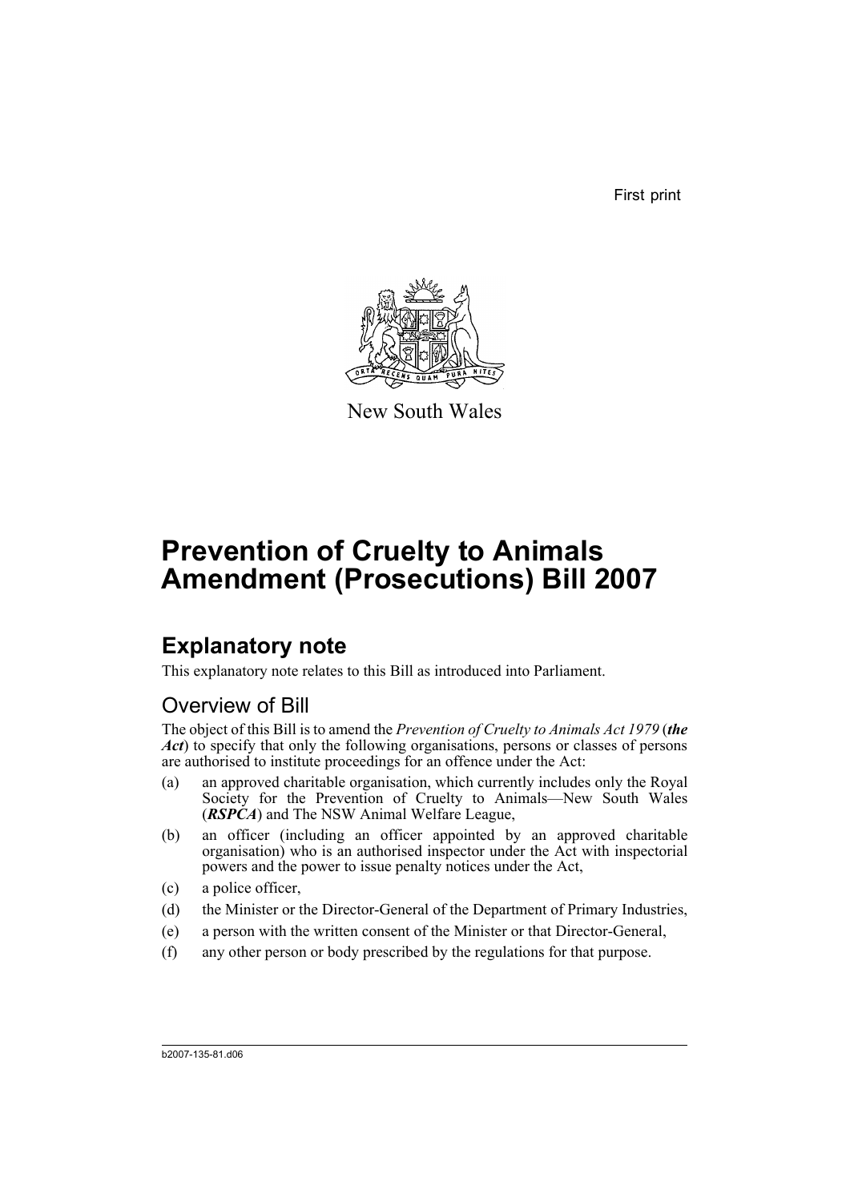First print

New South Wales

# Prevention of Cruelty to Animals Amendment (Prosecutions) Bill 2007

## Explanatory note

This explanatory note relates to this Bill as introduced into Parliament.

### Overview of Bill

The object of this Bill is to amend the *Prevention of Cruelty to Animals Act 1979* (***the Act***) to specify that only the following organisations, persons or classes of persons are authorised to institute proceedings for an offence under the Act:

(a) an approved charitable organisation, which currently includes only the Royal Society for the Prevention of Cruelty to Animals—New South Wales (***RSPCA***) and The NSW Animal Welfare League,

(b) an officer (including an officer appointed by an approved charitable organisation) who is an authorised inspector under the Act with inspectorial powers and the power to issue penalty notices under the Act,

(c) a police officer,

(d) the Minister or the Director-General of the Department of Primary Industries,

(e) a person with the written consent of the Minister or that Director-General,

(f) any other person or body prescribed by the regulations for that purpose.

b2007-135-81.d06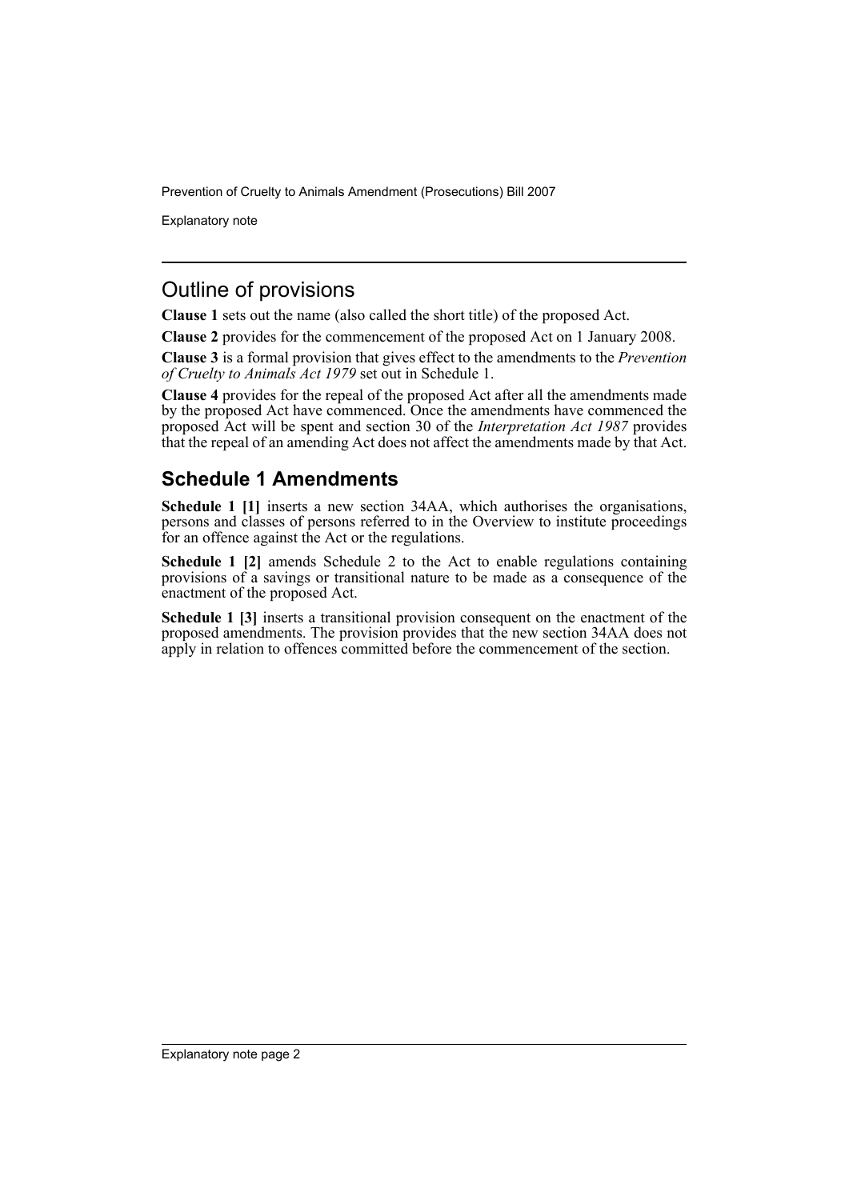## Outline of provisions

**Clause 1** sets out the name (also called the short title) of the proposed Act.

**Clause 2** provides for the commencement of the proposed Act on 1 January 2008.

**Clause 3** is a formal provision that gives effect to the amendments to the *Prevention of Cruelty to Animals Act 1979* set out in Schedule 1.

**Clause 4** provides for the repeal of the proposed Act after all the amendments made by the proposed Act have commenced. Once the amendments have commenced the proposed Act will be spent and section 30 of the *Interpretation Act 1987* provides that the repeal of an amending Act does not affect the amendments made by that Act.

## Schedule 1 Amendments

**Schedule 1 [1]** inserts a new section 34AA, which authorises the organisations, persons and classes of persons referred to in the Overview to institute proceedings for an offence against the Act or the regulations.

**Schedule 1 [2]** amends Schedule 2 to the Act to enable regulations containing provisions of a savings or transitional nature to be made as a consequence of the enactment of the proposed Act.

**Schedule 1 [3]** inserts a transitional provision consequent on the enactment of the proposed amendments. The provision provides that the new section 34AA does not apply in relation to offences committed before the commencement of the section.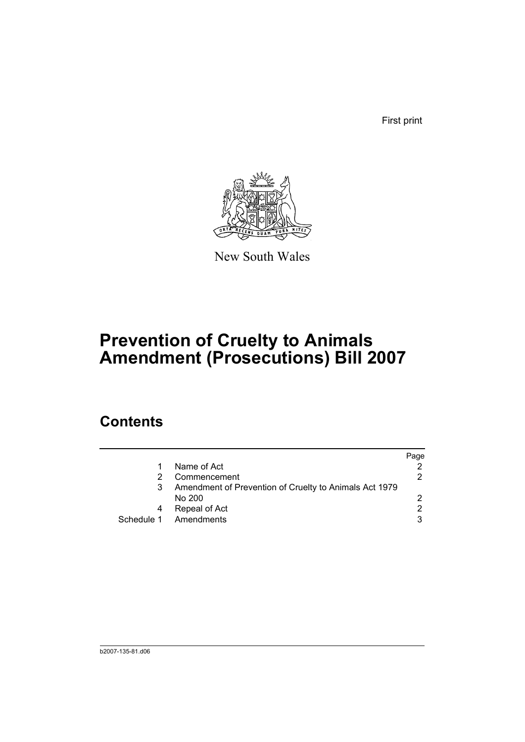First print

New South Wales

# Prevention of Cruelty to Animals Amendment (Prosecutions) Bill 2007

## Contents

| | | Page |
|---|---|---|
| 1 | Name of Act | 2 |
| 2 | Commencement | 2 |
| 3 | Amendment of Prevention of Cruelty to Animals Act 1979 No 200 | 2 |
| 4 | Repeal of Act | 2 |
| Schedule 1 | Amendments | 3 |

b2007-135-81.d06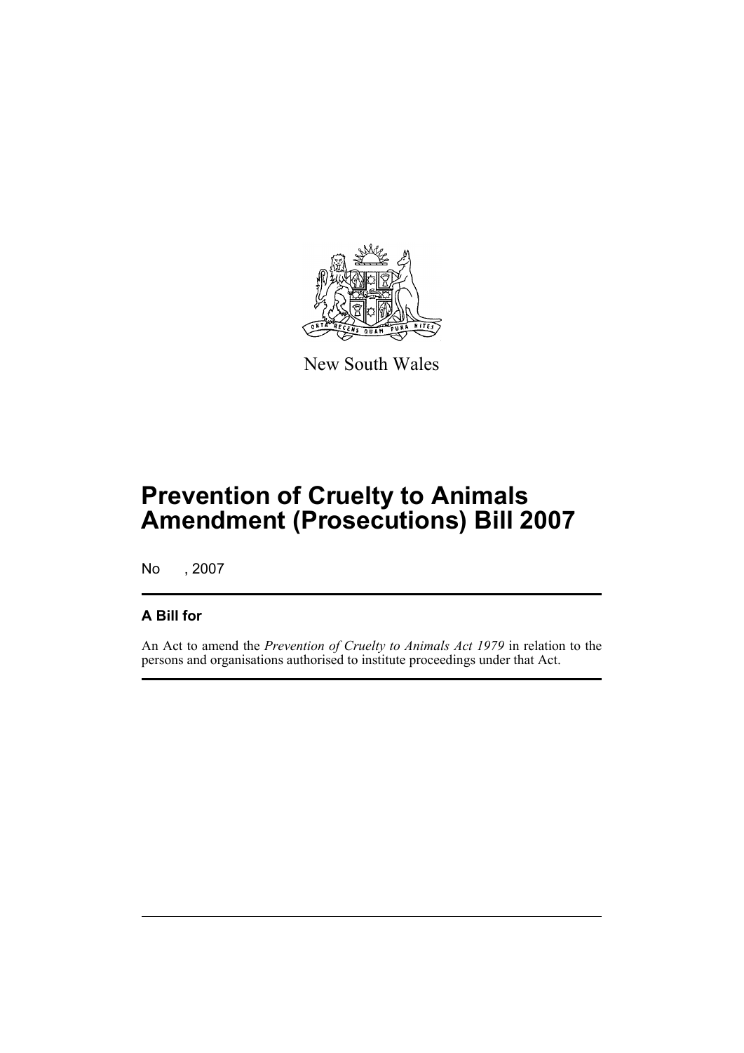New South Wales

# Prevention of Cruelty to Animals Amendment (Prosecutions) Bill 2007

No , 2007

## A Bill for

An Act to amend the *Prevention of Cruelty to Animals Act 1979* in relation to the persons and organisations authorised to institute proceedings under that Act.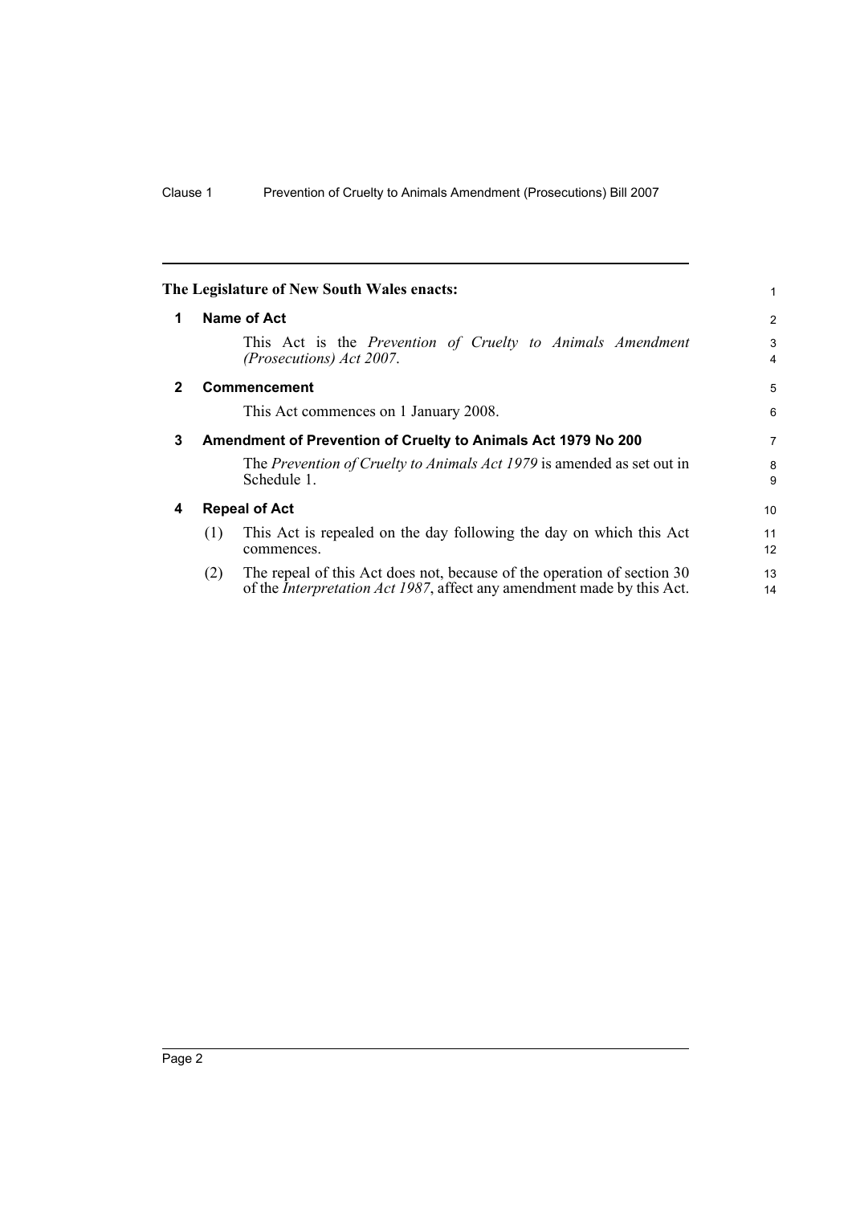**The Legislature of New South Wales enacts:**

## 1 Name of Act

This Act is the *Prevention of Cruelty to Animals Amendment (Prosecutions) Act 2007*.

## 2 Commencement

This Act commences on 1 January 2008.

## 3 Amendment of Prevention of Cruelty to Animals Act 1979 No 200

The *Prevention of Cruelty to Animals Act 1979* is amended as set out in Schedule 1.

## 4 Repeal of Act

(1) This Act is repealed on the day following the day on which this Act commences.

(2) The repeal of this Act does not, because of the operation of section 30 of the *Interpretation Act 1987*, affect any amendment made by this Act.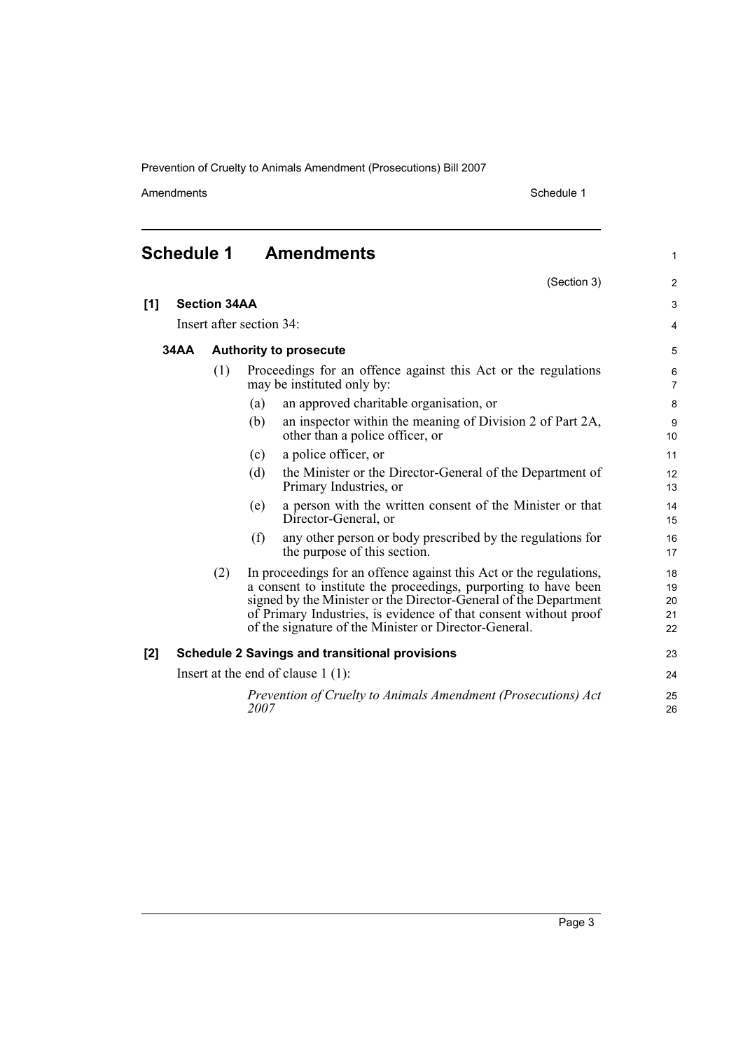# Schedule 1 Amendments

(Section 3)

**[1] Section 34AA**

Insert after section 34:

**34AA Authority to prosecute**

(1) Proceedings for an offence against this Act or the regulations may be instituted only by:

- (a) an approved charitable organisation, or
- (b) an inspector within the meaning of Division 2 of Part 2A, other than a police officer, or
- (c) a police officer, or
- (d) the Minister or the Director-General of the Department of Primary Industries, or
- (e) a person with the written consent of the Minister or that Director-General, or
- (f) any other person or body prescribed by the regulations for the purpose of this section.

(2) In proceedings for an offence against this Act or the regulations, a consent to institute the proceedings, purporting to have been signed by the Minister or the Director-General of the Department of Primary Industries, is evidence of that consent without proof of the signature of the Minister or Director-General.

**[2] Schedule 2 Savings and transitional provisions**

Insert at the end of clause 1 (1):

*Prevention of Cruelty to Animals Amendment (Prosecutions) Act 2007*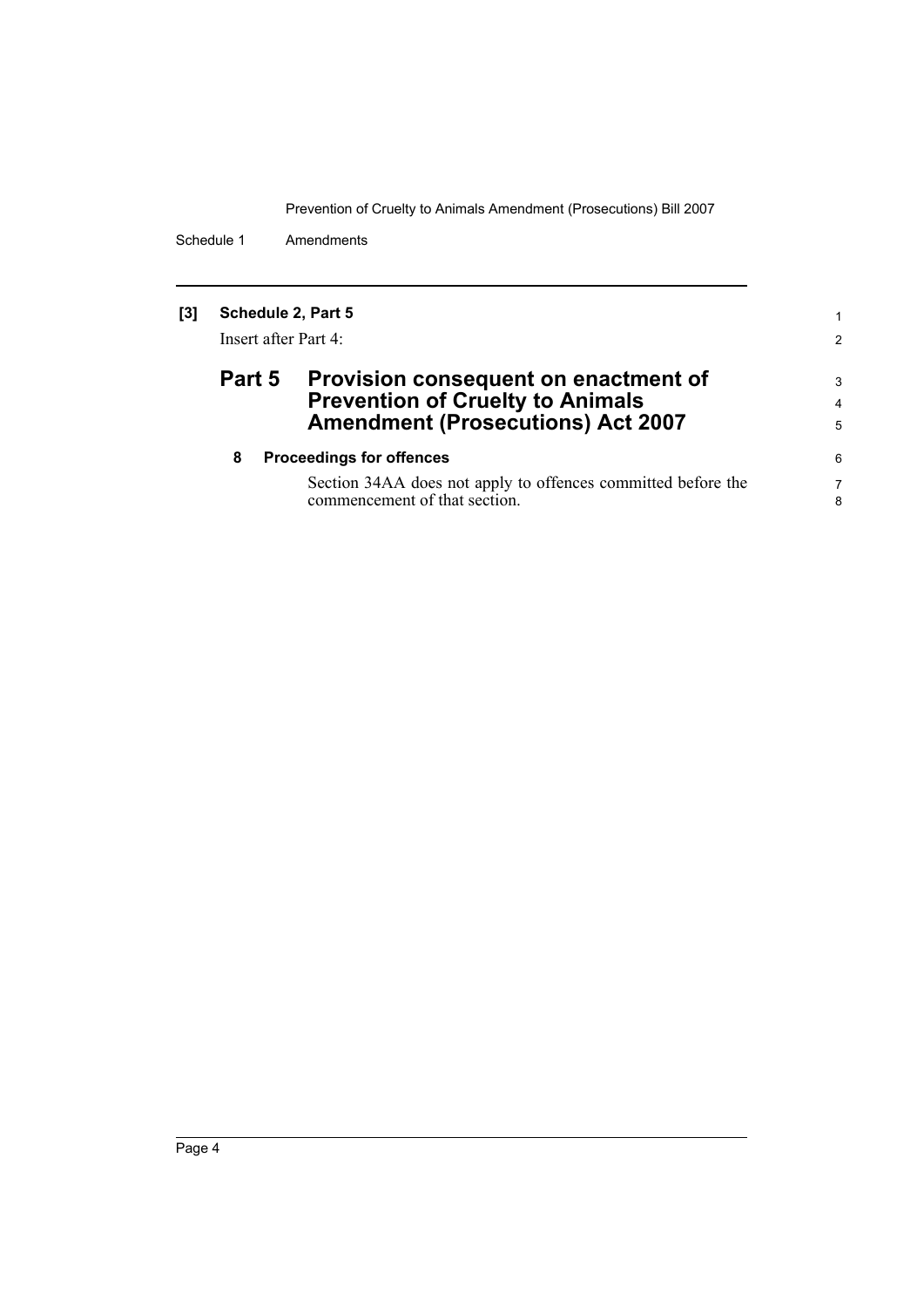**[3] Schedule 2, Part 5**

Insert after Part 4:

## Part 5 Provision consequent on enactment of Prevention of Cruelty to Animals Amendment (Prosecutions) Act 2007

**8 Proceedings for offences**

Section 34AA does not apply to offences committed before the commencement of that section.